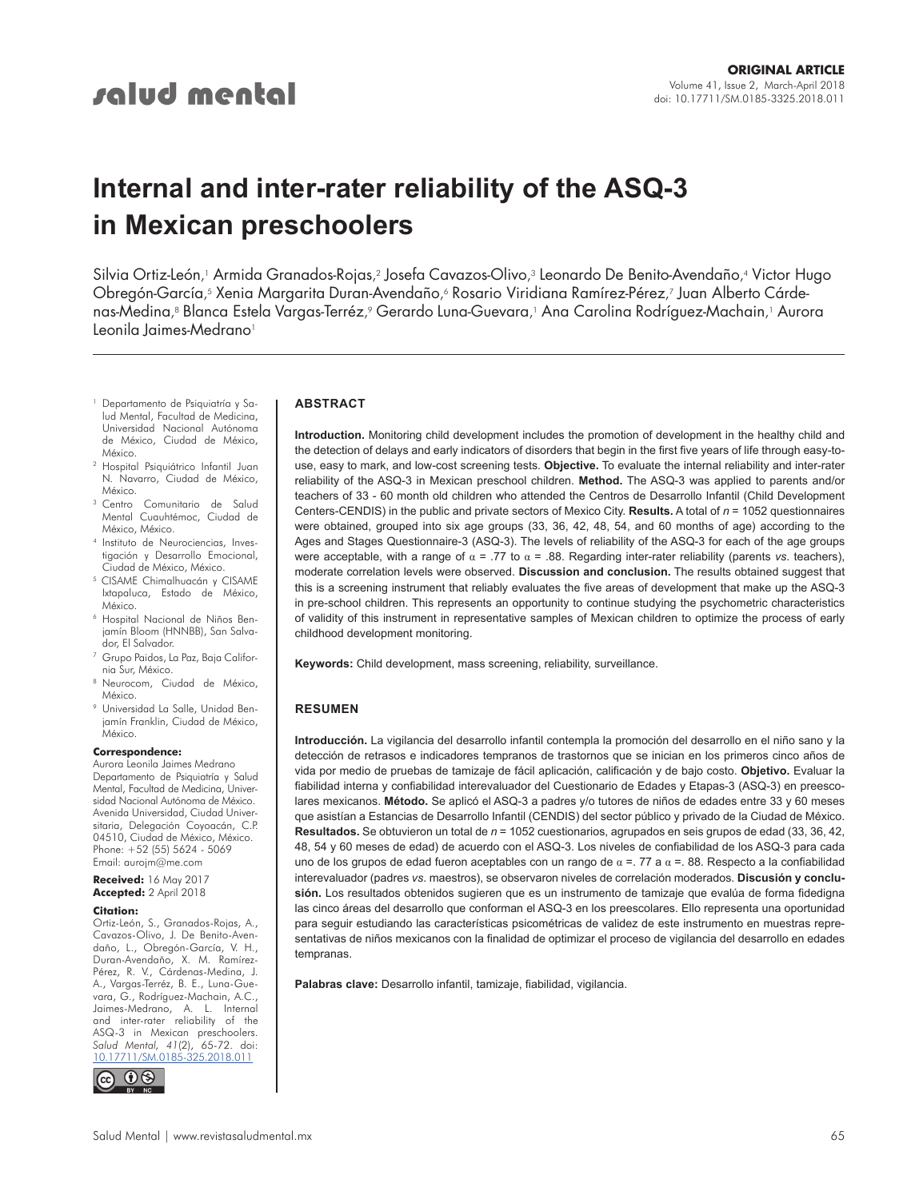ORIGINAL ARTICLE

doi: 10.17711/SM.0185-3325.2018.011

# Internal and inter-rater reliability of the ASQ-3 in Mexican preschoolers

Silvia Ortiz-León,[1] Armida Granados-Rojas,[2] Josefa Cavazos-Olivo,[3] Leonardo De Benito-Avendaño,[4] Victor Hugo Obregón-García,[5] Xenia Margarita Duran-Avendaño,[6] Rosario Viridiana Ramírez-Pérez,[7] Juan Alberto Cárdenas-Medina,[8] Blanca Estela Vargas-Terréz,[9] Gerardo Luna-Guevara,[1] Ana Carolina Rodríguez-Machain,[1] Aurora Leonila Jaimes-Medrano[1]

[1] Departamento de Psiquiatría y Salud Mental, Facultad de Medicina, Universidad Nacional Autónoma de México, Ciudad de México, México.
[2] Hospital Psiquiátrico Infantil Juan N. Navarro, Ciudad de México, México.
[3] Centro Comunitario de Salud Mental Cuauhtémoc, Ciudad de México, México.
[4] Instituto de Neurociencias, Investigación y Desarrollo Emocional, Ciudad de México, México.
[5] CISAME Chimalhuacán y CISAME Ixtapaluca, Estado de México, México.
[6] Hospital Nacional de Niños Benjamín Bloom (HNNBB), San Salvador, El Salvador.
[7] Grupo Paidos, La Paz, Baja California Sur, México.
[8] Neurocom, Ciudad de México, México.
[9] Universidad La Salle, Unidad Benjamín Franklin, Ciudad de México, México.

**Correspondence:**
Aurora Leonila Jaimes Medrano
Departamento de Psiquiatría y Salud Mental, Facultad de Medicina, Universidad Nacional Autónoma de México. Avenida Universidad, Ciudad Universitaria, Delegación Coyoacán, C.P. 04510, Ciudad de México, México.
Phone: +52 (55) 5624 - 5069
Email: aurojm@me.com

**Received:** 16 May 2017
**Accepted:** 2 April 2018

**Citation:**
Ortiz-León, S., Granados-Rojas, A., Cavazos-Olivo, J. De Benito-Avendaño, L., Obregón-García, V. H., Duran-Avendaño, X. M. Ramírez-Pérez, R. V., Cárdenas-Medina, J. A., Vargas-Terréz, B. E., Luna-Guevara, G., Rodríguez-Machain, A.C., Jaimes-Medrano, A. L. Internal and inter-rater reliability of the ASQ-3 in Mexican preschoolers. *Salud Mental, 41*(2), 65-72. doi: 10.17711/SM.0185-325.2018.011

## ABSTRACT

**Introduction.** Monitoring child development includes the promotion of development in the healthy child and the detection of delays and early indicators of disorders that begin in the first five years of life through easy-to-use, easy to mark, and low-cost screening tests. **Objective.** To evaluate the internal reliability and inter-rater reliability of the ASQ-3 in Mexican preschool children. **Method.** The ASQ-3 was applied to parents and/or teachers of 33 - 60 month old children who attended the Centros de Desarrollo Infantil (Child Development Centers-CENDIS) in the public and private sectors of Mexico City. **Results.** A total of $n$ = 1052 questionnaires were obtained, grouped into six age groups (33, 36, 42, 48, 54, and 60 months of age) according to the Ages and Stages Questionnaire-3 (ASQ-3). The levels of reliability of the ASQ-3 for each of the age groups were acceptable, with a range of $\alpha$ = .77 to $\alpha$ = .88. Regarding inter-rater reliability (parents *vs.* teachers), moderate correlation levels were observed. **Discussion and conclusion.** The results obtained suggest that this is a screening instrument that reliably evaluates the five areas of development that make up the ASQ-3 in pre-school children. This represents an opportunity to continue studying the psychometric characteristics of validity of this instrument in representative samples of Mexican children to optimize the process of early childhood development monitoring.

**Keywords:** Child development, mass screening, reliability, surveillance.

## RESUMEN

**Introducción.** La vigilancia del desarrollo infantil contempla la promoción del desarrollo en el niño sano y la detección de retrasos e indicadores tempranos de trastornos que se inician en los primeros cinco años de vida por medio de pruebas de tamizaje de fácil aplicación, calificación y de bajo costo. **Objetivo.** Evaluar la fiabilidad interna y confiabilidad interevaluador del Cuestionario de Edades y Etapas-3 (ASQ-3) en preescolares mexicanos. **Método.** Se aplicó el ASQ-3 a padres y/o tutores de niños de edades entre 33 y 60 meses que asistían a Estancias de Desarrollo Infantil (CENDIS) del sector público y privado de la Ciudad de México. **Resultados.** Se obtuvieron un total de $n$ = 1052 cuestionarios, agrupados en seis grupos de edad (33, 36, 42, 48, 54 y 60 meses de edad) de acuerdo con el ASQ-3. Los niveles de confiabilidad de los ASQ-3 para cada uno de los grupos de edad fueron aceptables con un rango de $\alpha$ =. 77 a $\alpha$ =. 88. Respecto a la confiabilidad interevaluador (padres *vs.* maestros), se observaron niveles de correlación moderados. **Discusión y conclusión.** Los resultados obtenidos sugieren que es un instrumento de tamizaje que evalúa de forma fidedigna las cinco áreas del desarrollo que conforman el ASQ-3 en los preescolares. Ello representa una oportunidad para seguir estudiando las características psicométricas de validez de este instrumento en muestras representativas de niños mexicanos con la finalidad de optimizar el proceso de vigilancia del desarrollo en edades tempranas.

**Palabras clave:** Desarrollo infantil, tamizaje, fiabilidad, vigilancia.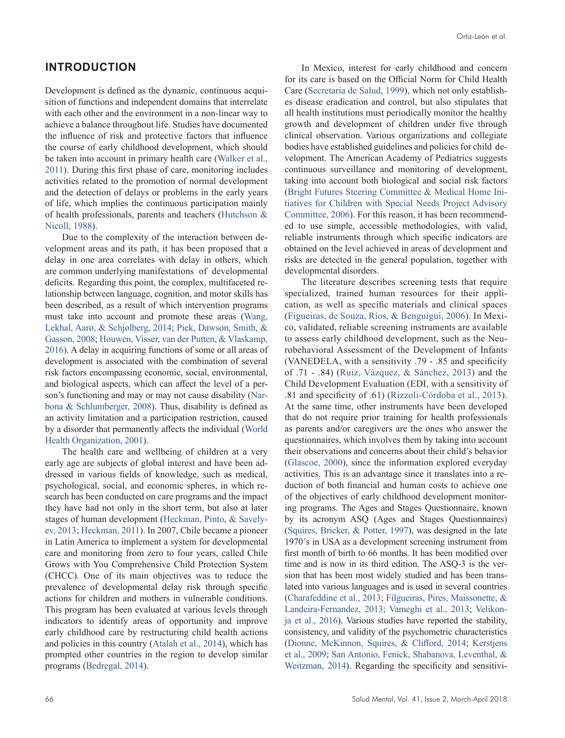## INTRODUCTION

Development is defined as the dynamic, continuous acquisition of functions and independent domains that interrelate with each other and the environment in a non-linear way to achieve a balance throughout life. Studies have documented the influence of risk and protective factors that influence the course of early childhood development, which should be taken into account in primary health care (Walker et al., 2011). During this first phase of care, monitoring includes activities related to the promotion of normal development and the detection of delays or problems in the early years of life, which implies the continuous participation mainly of health professionals, parents and teachers (Hutchson & Nicoll, 1988).

Due to the complexity of the interaction between development areas and its path, it has been proposed that a delay in one area correlates with delay in others, which are common underlying manifestations of developmental deficits. Regarding this point, the complex, multifaceted relationship between language, cognition, and motor skills has been described, as a result of which intervention programs must take into account and promote these areas (Wang, Lekhal, Aarø, & Schjølberg, 2014; Piek, Dawson, Smith, & Gasson, 2008; Houwen, Visser, van der Putten, & Vlaskamp, 2016). A delay in acquiring functions of some or all areas of development is associated with the combination of several risk factors encompassing economic, social, environmental, and biological aspects, which can affect the level of a person's functioning and may or may not cause disability (Narbona & Schlumberger, 2008). Thus, disability is defined as an activity limitation and a participation restriction, caused by a disorder that permanently affects the individual (World Health Organization, 2001).

The health care and wellbeing of children at a very early age are subjects of global interest and have been addressed in various fields of knowledge, such as medical, psychological, social, and economic spheres, in which research has been conducted on care programs and the impact they have had not only in the short term, but also at later stages of human development (Heckman, Pinto, & Savelyev, 2013; Heckman, 2011). In 2007, Chile became a pioneer in Latin America to implement a system for developmental care and monitoring from zero to four years, called Chile Grows with You Comprehensive Child Protection System (CHCC). One of its main objectives was to reduce the prevalence of developmental delay risk through specific actions for children and mothers in vulnerable conditions. This program has been evaluated at various levels through indicators to identify areas of opportunity and improve early childhood care by restructuring child health actions and policies in this country (Atalah et al., 2014), which has prompted other countries in the region to develop similar programs (Bedregal, 2014).

In Mexico, interest for early childhood and concern for its care is based on the Official Norm for Child Health Care (Secretaría de Salud, 1999), which not only establishes disease eradication and control, but also stipulates that all health institutions must periodically monitor the healthy growth and development of children under five through clinical observation. Various organizations and collegiate bodies have established guidelines and policies for child development. The American Academy of Pediatrics suggests continuous surveillance and monitoring of development, taking into account both biological and social risk factors (Bright Futures Steering Committee & Medical Home Initiatives for Children with Special Needs Project Advisory Committee, 2006). For this reason, it has been recommended to use simple, accessible methodologies, with valid, reliable instruments through which specific indicators are obtained on the level achieved in areas of development and risks are detected in the general population, together with developmental disorders.

The literature describes screening tests that require specialized, trained human resources for their application, as well as specific materials and clinical spaces (Figueiras, de Souza, Ríos, & Benguigui, 2006). In Mexico, validated, reliable screening instruments are available to assess early childhood development, such as the Neurobehavioral Assessment of the Development of Infants (VANEDELA, with a sensitivity .79 - .85 and specificity of .71 - .84) (Ruiz, Vázquez, & Sánchez, 2013) and the Child Development Evaluation (EDI, with a sensitivity of .81 and specificity of .61) (Rizzoli-Córdoba et al., 2013). At the same time, other instruments have been developed that do not require prior training for health professionals as parents and/or caregivers are the ones who answer the questionnaires, which involves them by taking into account their observations and concerns about their child's behavior (Glascoe, 2000), since the information explored everyday activities. This is an advantage since it translates into a reduction of both financial and human costs to achieve one of the objectives of early childhood development monitoring programs. The Ages and Stages Questionnaire, known by its acronym ASQ (Ages and Stages Questionnaires) (Squires, Bricker, & Potter, 1997), was designed in the late 1970´s in USA as a development screening instrument from first month of birth to 66 months. It has been modified over time and is now in its third edition. The ASQ-3 is the version that has been most widely studied and has been translated into various languages and is used in several countries (Charafeddine et al., 2013; Filgueiras, Pires, Maissonette, & Landeira-Fernandez, 2013; Vameghi et al., 2013; Velikonja et al., 2016). Various studies have reported the stability, consistency, and validity of the psychometric characteristics (Dionne, McKinnon, Squires, & Clifford, 2014; Kerstjens et al., 2009; San Antonio, Fenick, Shabanova, Leventhal, & Weitzman, 2014). Regarding the specificity and sensitivi-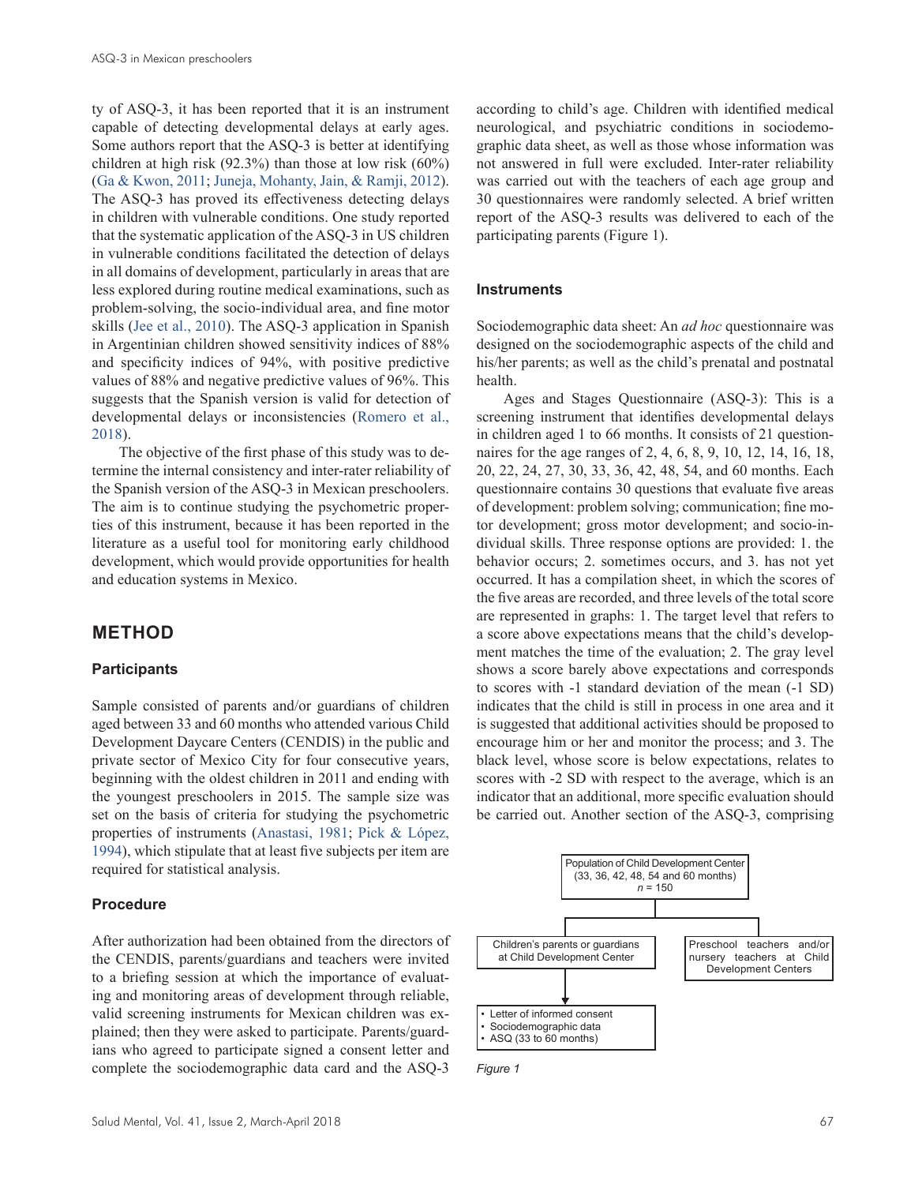ty of ASQ-3, it has been reported that it is an instrument capable of detecting developmental delays at early ages. Some authors report that the ASQ-3 is better at identifying children at high risk (92.3%) than those at low risk (60%) (Ga & Kwon, 2011; Juneja, Mohanty, Jain, & Ramji, 2012). The ASQ-3 has proved its effectiveness detecting delays in children with vulnerable conditions. One study reported that the systematic application of the ASQ-3 in US children in vulnerable conditions facilitated the detection of delays in all domains of development, particularly in areas that are less explored during routine medical examinations, such as problem-solving, the socio-individual area, and fine motor skills (Jee et al., 2010). The ASQ-3 application in Spanish in Argentinian children showed sensitivity indices of 88% and specificity indices of 94%, with positive predictive values of 88% and negative predictive values of 96%. This suggests that the Spanish version is valid for detection of developmental delays or inconsistencies (Romero et al., 2018).

The objective of the first phase of this study was to determine the internal consistency and inter-rater reliability of the Spanish version of the ASQ-3 in Mexican preschoolers. The aim is to continue studying the psychometric properties of this instrument, because it has been reported in the literature as a useful tool for monitoring early childhood development, which would provide opportunities for health and education systems in Mexico.

## METHOD

### Participants

Sample consisted of parents and/or guardians of children aged between 33 and 60 months who attended various Child Development Daycare Centers (CENDIS) in the public and private sector of Mexico City for four consecutive years, beginning with the oldest children in 2011 and ending with the youngest preschoolers in 2015. The sample size was set on the basis of criteria for studying the psychometric properties of instruments (Anastasi, 1981; Pick & López, 1994), which stipulate that at least five subjects per item are required for statistical analysis.

### Procedure

After authorization had been obtained from the directors of the CENDIS, parents/guardians and teachers were invited to a briefing session at which the importance of evaluating and monitoring areas of development through reliable, valid screening instruments for Mexican children was explained; then they were asked to participate. Parents/guardians who agreed to participate signed a consent letter and complete the sociodemographic data card and the ASQ-3 according to child's age. Children with identified medical neurological, and psychiatric conditions in sociodemographic data sheet, as well as those whose information was not answered in full were excluded. Inter-rater reliability was carried out with the teachers of each age group and 30 questionnaires were randomly selected. A brief written report of the ASQ-3 results was delivered to each of the participating parents (Figure 1).

### Instruments

Sociodemographic data sheet: An *ad hoc* questionnaire was designed on the sociodemographic aspects of the child and his/her parents; as well as the child's prenatal and postnatal health.

Ages and Stages Questionnaire (ASQ-3): This is a screening instrument that identifies developmental delays in children aged 1 to 66 months. It consists of 21 questionnaires for the age ranges of 2, 4, 6, 8, 9, 10, 12, 14, 16, 18, 20, 22, 24, 27, 30, 33, 36, 42, 48, 54, and 60 months. Each questionnaire contains 30 questions that evaluate five areas of development: problem solving; communication; fine motor development; gross motor development; and socio-individual skills. Three response options are provided: 1. the behavior occurs; 2. sometimes occurs, and 3. has not yet occurred. It has a compilation sheet, in which the scores of the five areas are recorded, and three levels of the total score are represented in graphs: 1. The target level that refers to a score above expectations means that the child's development matches the time of the evaluation; 2. The gray level shows a score barely above expectations and corresponds to scores with -1 standard deviation of the mean (-1 SD) indicates that the child is still in process in one area and it is suggested that additional activities should be proposed to encourage him or her and monitor the process; and 3. The black level, whose score is below expectations, relates to scores with -2 SD with respect to the average, which is an indicator that an additional, more specific evaluation should be carried out. Another section of the ASQ-3, comprising

Population of Child Development Center (33, 36, 42, 48, 54 and 60 months) *n* = 150

Children's parents or guardians at Child Development Center

Preschool teachers and/or nursery teachers at Child Development Centers

- Letter of informed consent
- Sociodemographic data
- ASQ (33 to 60 months)

*Figure 1*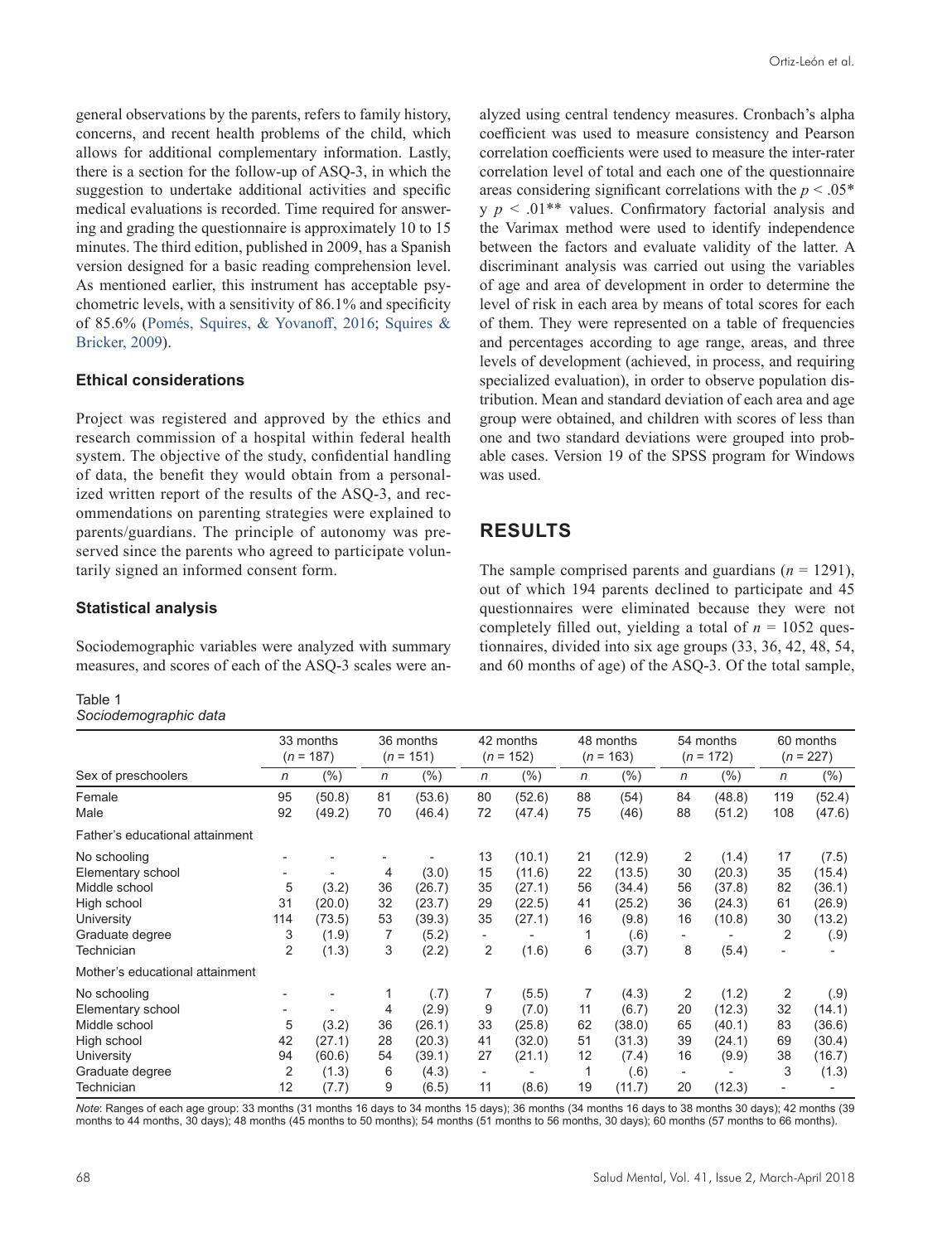general observations by the parents, refers to family history, concerns, and recent health problems of the child, which allows for additional complementary information. Lastly, there is a section for the follow-up of ASQ-3, in which the suggestion to undertake additional activities and specific medical evaluations is recorded. Time required for answering and grading the questionnaire is approximately 10 to 15 minutes. The third edition, published in 2009, has a Spanish version designed for a basic reading comprehension level. As mentioned earlier, this instrument has acceptable psychometric levels, with a sensitivity of 86.1% and specificity of 85.6% (Pomés, Squires, & Yovanoff, 2016; Squires & Bricker, 2009).

### Ethical considerations

Project was registered and approved by the ethics and research commission of a hospital within federal health system. The objective of the study, confidential handling of data, the benefit they would obtain from a personalized written report of the results of the ASQ-3, and recommendations on parenting strategies were explained to parents/guardians. The principle of autonomy was preserved since the parents who agreed to participate voluntarily signed an informed consent form.

### Statistical analysis

Sociodemographic variables were analyzed with summary measures, and scores of each of the ASQ-3 scales were analyzed using central tendency measures. Cronbach's alpha coefficient was used to measure consistency and Pearson correlation coefficients were used to measure the inter-rater correlation level of total and each one of the questionnaire areas considering significant correlations with the $p < .05$* y $p < .01$** values. Confirmatory factorial analysis and the Varimax method were used to identify independence between the factors and evaluate validity of the latter. A discriminant analysis was carried out using the variables of age and area of development in order to determine the level of risk in each area by means of total scores for each of them. They were represented on a table of frequencies and percentages according to age range, areas, and three levels of development (achieved, in process, and requiring specialized evaluation), in order to observe population distribution. Mean and standard deviation of each area and age group were obtained, and children with scores of less than one and two standard deviations were grouped into probable cases. Version 19 of the SPSS program for Windows was used.

## RESULTS

The sample comprised parents and guardians ($n$ = 1291), out of which 194 parents declined to participate and 45 questionnaires were eliminated because they were not completely filled out, yielding a total of $n$ = 1052 questionnaires, divided into six age groups (33, 36, 42, 48, 54, and 60 months of age) of the ASQ-3. Of the total sample,

Table 1
*Sociodemographic data*

| | 33 months ($n$ = 187) | | 36 months ($n$ = 151) | | 42 months ($n$ = 152) | | 48 months ($n$ = 163) | | 54 months ($n$ = 172) | | 60 months ($n$ = 227) | |
|---|---|---|---|---|---|---|---|---|---|---|---|---|
| Sex of preschoolers | *n* | (%) | *n* | (%) | *n* | (%) | *n* | (%) | *n* | (%) | *n* | (%) |
| Female | 95 | (50.8) | 81 | (53.6) | 80 | (52.6) | 88 | (54) | 84 | (48.8) | 119 | (52.4) |
| Male | 92 | (49.2) | 70 | (46.4) | 72 | (47.4) | 75 | (46) | 88 | (51.2) | 108 | (47.6) |
| Father's educational attainment | | | | | | | | | | | | |
| No schooling | - | - | - | - | 13 | (10.1) | 21 | (12.9) | 2 | (1.4) | 17 | (7.5) |
| Elementary school | - | - | 4 | (3.0) | 15 | (11.6) | 22 | (13.5) | 30 | (20.3) | 35 | (15.4) |
| Middle school | 5 | (3.2) | 36 | (26.7) | 35 | (27.1) | 56 | (34.4) | 56 | (37.8) | 82 | (36.1) |
| High school | 31 | (20.0) | 32 | (23.7) | 29 | (22.5) | 41 | (25.2) | 36 | (24.3) | 61 | (26.9) |
| University | 114 | (73.5) | 53 | (39.3) | 35 | (27.1) | 16 | (9.8) | 16 | (10.8) | 30 | (13.2) |
| Graduate degree | 3 | (1.9) | 7 | (5.2) | - | - | 1 | (.6) | - | - | 2 | (.9) |
| Technician | 2 | (1.3) | 3 | (2.2) | 2 | (1.6) | 6 | (3.7) | 8 | (5.4) | - | - |
| Mother's educational attainment | | | | | | | | | | | | |
| No schooling | - | - | 1 | (.7) | 7 | (5.5) | 7 | (4.3) | 2 | (1.2) | 2 | (.9) |
| Elementary school | - | - | 4 | (2.9) | 9 | (7.0) | 11 | (6.7) | 20 | (12.3) | 32 | (14.1) |
| Middle school | 5 | (3.2) | 36 | (26.1) | 33 | (25.8) | 62 | (38.0) | 65 | (40.1) | 83 | (36.6) |
| High school | 42 | (27.1) | 28 | (20.3) | 41 | (32.0) | 51 | (31.3) | 39 | (24.1) | 69 | (30.4) |
| University | 94 | (60.6) | 54 | (39.1) | 27 | (21.1) | 12 | (7.4) | 16 | (9.9) | 38 | (16.7) |
| Graduate degree | 2 | (1.3) | 6 | (4.3) | - | - | 1 | (.6) | - | - | 3 | (1.3) |
| Technician | 12 | (7.7) | 9 | (6.5) | 11 | (8.6) | 19 | (11.7) | 20 | (12.3) | - | - |

*Note*: Ranges of each age group: 33 months (31 months 16 days to 34 months 15 days); 36 months (34 months 16 days to 38 months 30 days); 42 months (39 months to 44 months, 30 days); 48 months (45 months to 50 months); 54 months (51 months to 56 months, 30 days); 60 months (57 months to 66 months).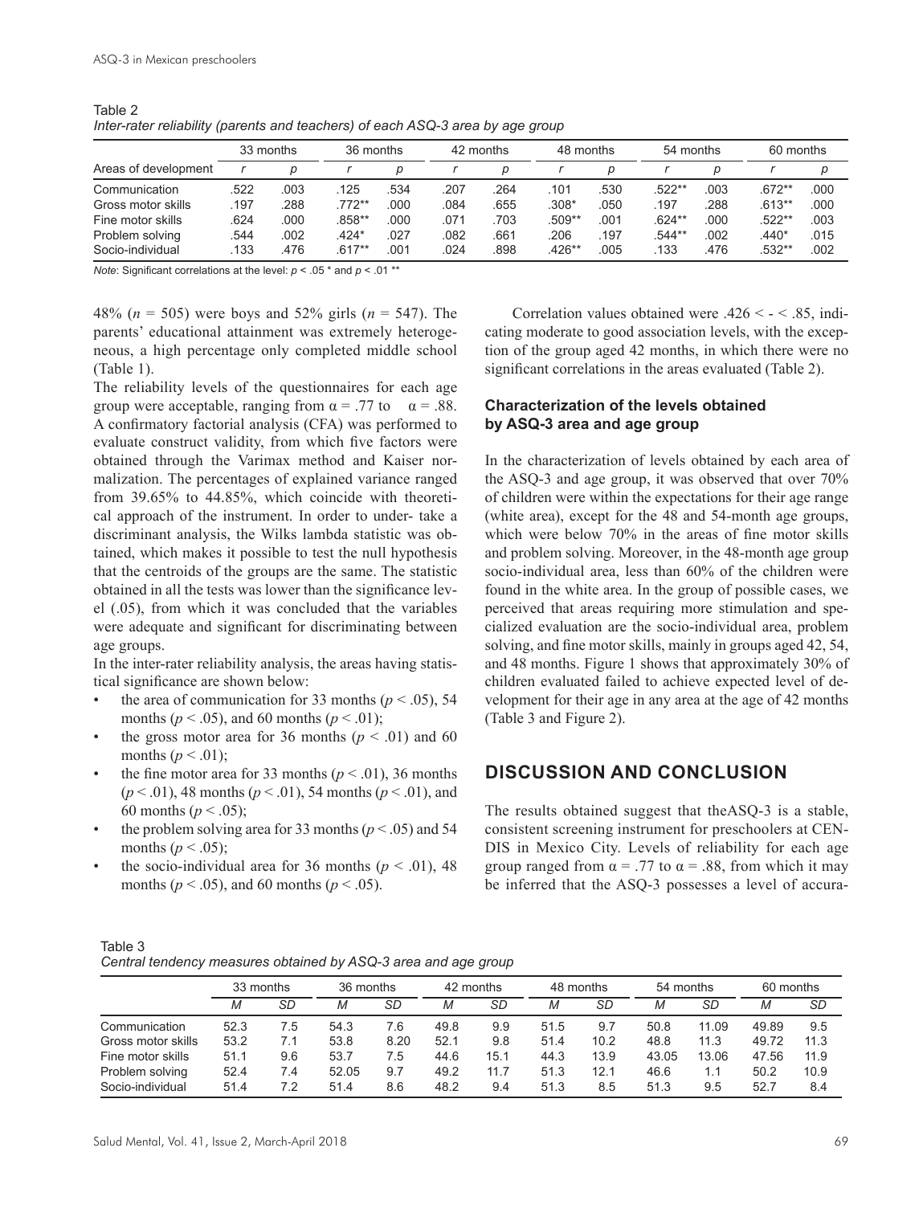Table 2
*Inter-rater reliability (parents and teachers) of each ASQ-3 area by age group*

| Areas of development | 33 months | | 36 months | | 42 months | | 48 months | | 54 months | | 60 months | |
|---|---|---|---|---|---|---|---|---|---|---|---|---|
| | *r* | *p* | *r* | *p* | *r* | *p* | *r* | *p* | *r* | *p* | *r* | *p* |
| Communication | .522 | .003 | .125 | .534 | .207 | .264 | .101 | .530 | .522** | .003 | .672** | .000 |
| Gross motor skills | .197 | .288 | .772** | .000 | .084 | .655 | .308* | .050 | .197 | .288 | .613** | .000 |
| Fine motor skills | .624 | .000 | .858** | .000 | .071 | .703 | .509** | .001 | .624** | .000 | .522** | .003 |
| Problem solving | .544 | .002 | .424* | .027 | .082 | .661 | .206 | .197 | .544** | .002 | .440* | .015 |
| Socio-individual | .133 | .476 | .617** | .001 | .024 | .898 | .426** | .005 | .133 | .476 | .532** | .002 |

*Note:* Significant correlations at the level: $p < .05$ * and $p < .01$ **

48% ($n = 505$) were boys and 52% girls ($n = 547$). The parents' educational attainment was extremely heterogeneous, a high percentage only completed middle school (Table 1).

The reliability levels of the questionnaires for each age group were acceptable, ranging from $\alpha = .77$ to $\alpha = .88$. A confirmatory factorial analysis (CFA) was performed to evaluate construct validity, from which five factors were obtained through the Varimax method and Kaiser normalization. The percentages of explained variance ranged from 39.65% to 44.85%, which coincide with theoretical approach of the instrument. In order to under- take a discriminant analysis, the Wilks lambda statistic was obtained, which makes it possible to test the null hypothesis that the centroids of the groups are the same. The statistic obtained in all the tests was lower than the significance level (.05), from which it was concluded that the variables were adequate and significant for discriminating between age groups.

In the inter-rater reliability analysis, the areas having statistical significance are shown below:

- the area of communication for 33 months ($p < .05$), 54 months ($p < .05$), and 60 months ($p < .01$);
- the gross motor area for 36 months ($p < .01$) and 60 months ($p < .01$);
- the fine motor area for 33 months ($p < .01$), 36 months ($p < .01$), 48 months ($p < .01$), 54 months ($p < .01$), and 60 months ($p < .05$);
- the problem solving area for 33 months ($p < .05$) and 54 months ($p < .05$);
- the socio-individual area for 36 months ($p < .01$), 48 months ($p < .05$), and 60 months ($p < .05$).

Correlation values obtained were .426 < - < .85, indicating moderate to good association levels, with the exception of the group aged 42 months, in which there were no significant correlations in the areas evaluated (Table 2).

### Characterization of the levels obtained by ASQ-3 area and age group

In the characterization of levels obtained by each area of the ASQ-3 and age group, it was observed that over 70% of children were within the expectations for their age range (white area), except for the 48 and 54-month age groups, which were below 70% in the areas of fine motor skills and problem solving. Moreover, in the 48-month age group socio-individual area, less than 60% of the children were found in the white area. In the group of possible cases, we perceived that areas requiring more stimulation and specialized evaluation are the socio-individual area, problem solving, and fine motor skills, mainly in groups aged 42, 54, and 48 months. Figure 1 shows that approximately 30% of children evaluated failed to achieve expected level of development for their age in any area at the age of 42 months (Table 3 and Figure 2).

## DISCUSSION AND CONCLUSION

The results obtained suggest that theASQ-3 is a stable, consistent screening instrument for preschoolers at CENDIS in Mexico City. Levels of reliability for each age group ranged from $\alpha = .77$ to $\alpha = .88$, from which it may be inferred that the ASQ-3 possesses a level of accura-

Table 3
*Central tendency measures obtained by ASQ-3 area and age group*

| | 33 months | | 36 months | | 42 months | | 48 months | | 54 months | | 60 months | |
|---|---|---|---|---|---|---|---|---|---|---|---|---|
| | *M* | *SD* | *M* | *SD* | *M* | *SD* | *M* | *SD* | *M* | *SD* | *M* | *SD* |
| Communication | 52.3 | 7.5 | 54.3 | 7.6 | 49.8 | 9.9 | 51.5 | 9.7 | 50.8 | 11.09 | 49.89 | 9.5 |
| Gross motor skills | 53.2 | 7.1 | 53.8 | 8.20 | 52.1 | 9.8 | 51.4 | 10.2 | 48.8 | 11.3 | 49.72 | 11.3 |
| Fine motor skills | 51.1 | 9.6 | 53.7 | 7.5 | 44.6 | 15.1 | 44.3 | 13.9 | 43.05 | 13.06 | 47.56 | 11.9 |
| Problem solving | 52.4 | 7.4 | 52.05 | 9.7 | 49.2 | 11.7 | 51.3 | 12.1 | 46.6 | 1.1 | 50.2 | 10.9 |
| Socio-individual | 51.4 | 7.2 | 51.4 | 8.6 | 48.2 | 9.4 | 51.3 | 8.5 | 51.3 | 9.5 | 52.7 | 8.4 |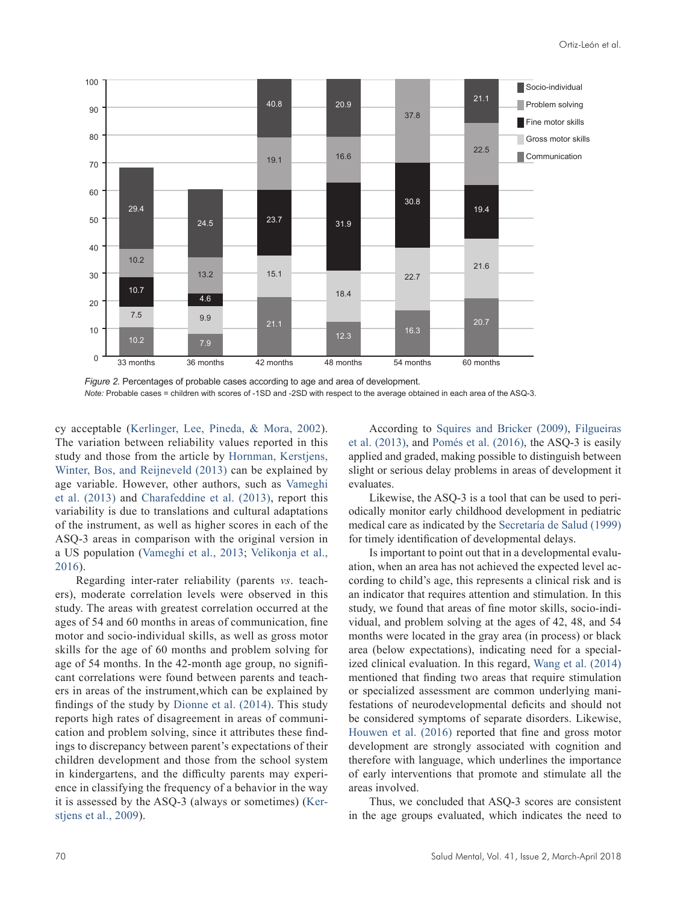| | 33 months | 36 months | 42 months | 48 months | 54 months | 60 months |
|---|---|---|---|---|---|---|
| Socio-individual | 29.4 | 24.5 | 40.8 | 20.9 | | 21.1 |
| Problem solving | 10.2 | 13.2 | 19.1 | 16.6 | 37.8 | 22.5 |
| Fine motor skills | 10.7 | 4.6 | 23.7 | 31.9 | 30.8 | 19.4 |
| Gross motor skills | 7.5 | 9.9 | 15.1 | 18.4 | 22.7 | 21.6 |
| Communication | 10.2 | 7.9 | 21.1 | 12.3 | 16.3 | 20.7 |

*Figure 2.* Percentages of probable cases according to age and area of development.
*Note:* Probable cases = children with scores of -1SD and -2SD with respect to the average obtained in each area of the ASQ-3.

cy acceptable (Kerlinger, Lee, Pineda, & Mora, 2002). The variation between reliability values reported in this study and those from the article by Hornman, Kerstjens, Winter, Bos, and Reijneveld (2013) can be explained by age variable. However, other authors, such as Vameghi et al. (2013) and Charafeddine et al. (2013), report this variability is due to translations and cultural adaptations of the instrument, as well as higher scores in each of the ASQ-3 areas in comparison with the original version in a US population (Vameghi et al., 2013; Velikonja et al., 2016).

Regarding inter-rater reliability (parents *vs*. teachers), moderate correlation levels were observed in this study. The areas with greatest correlation occurred at the ages of 54 and 60 months in areas of communication, fine motor and socio-individual skills, as well as gross motor skills for the age of 60 months and problem solving for age of 54 months. In the 42-month age group, no significant correlations were found between parents and teachers in areas of the instrument,which can be explained by findings of the study by Dionne et al. (2014). This study reports high rates of disagreement in areas of communication and problem solving, since it attributes these findings to discrepancy between parent's expectations of their children development and those from the school system in kindergartens, and the difficulty parents may experience in classifying the frequency of a behavior in the way it is assessed by the ASQ-3 (always or sometimes) (Kerstjens et al., 2009).

According to Squires and Bricker (2009), Filgueiras et al. (2013), and Pomés et al. (2016), the ASQ-3 is easily applied and graded, making possible to distinguish between slight or serious delay problems in areas of development it evaluates.

Likewise, the ASQ-3 is a tool that can be used to periodically monitor early childhood development in pediatric medical care as indicated by the Secretaría de Salud (1999) for timely identification of developmental delays.

Is important to point out that in a developmental evaluation, when an area has not achieved the expected level according to child's age, this represents a clinical risk and is an indicator that requires attention and stimulation. In this study, we found that areas of fine motor skills, socio-individual, and problem solving at the ages of 42, 48, and 54 months were located in the gray area (in process) or black area (below expectations), indicating need for a specialized clinical evaluation. In this regard, Wang et al. (2014) mentioned that finding two areas that require stimulation or specialized assessment are common underlying manifestations of neurodevelopmental deficits and should not be considered symptoms of separate disorders. Likewise, Houwen et al. (2016) reported that fine and gross motor development are strongly associated with cognition and therefore with language, which underlines the importance of early interventions that promote and stimulate all the areas involved.

Thus, we concluded that ASQ-3 scores are consistent in the age groups evaluated, which indicates the need to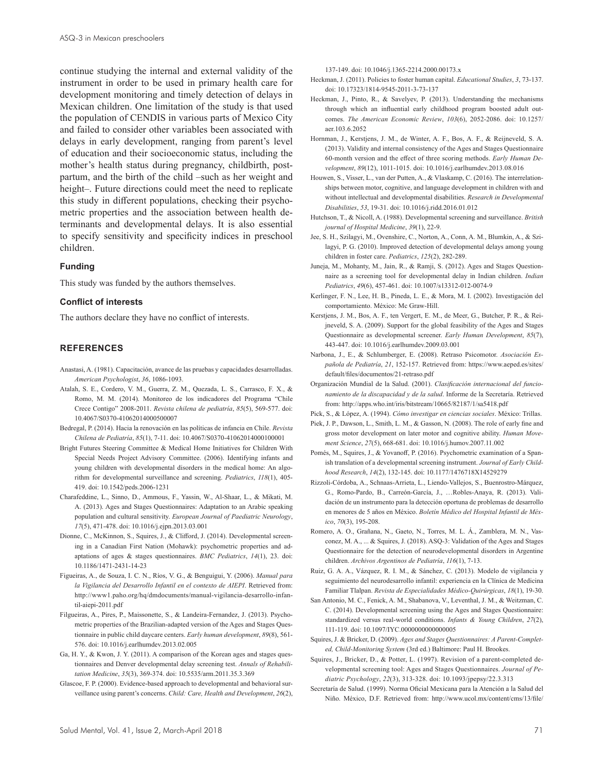continue studying the internal and external validity of the instrument in order to be used in primary health care for development monitoring and timely detection of delays in Mexican children. One limitation of the study is that used the population of CENDIS in various parts of Mexico City and failed to consider other variables been associated with delays in early development, ranging from parent's level of education and their socioeconomic status, including the mother's health status during pregnancy, childbirth, postpartum, and the birth of the child –such as her weight and height–. Future directions could meet the need to replicate this study in different populations, checking their psychometric properties and the association between health determinants and developmental delays. It is also essential to specify sensitivity and specificity indices in preschool children.

### Funding

This study was funded by the authors themselves.

### Conflict of interests

The authors declare they have no conflict of interests.

## REFERENCES

Anastasi, A. (1981). Capacitación, avance de las pruebas y capacidades desarrolladas. *American Psychologist*, *36*, 1086-1093.

Atalah, S. E., Cordero, V. M., Guerra, Z. M., Quezada, L. S., Carrasco, F. X., & Romo, M. M. (2014). Monitoreo de los indicadores del Programa "Chile Crece Contigo" 2008-2011. *Revista chilena de pediatría*, *85*(5), 569-577. doi: 10.4067/S0370-41062014000500007

Bedregal, P. (2014). Hacia la renovación en las políticas de infancia en Chile. *Revista Chilena de Pediatría*, *85*(1), 7-11. doi: 10.4067/S0370-41062014000100001

Bright Futures Steering Committee & Medical Home Initiatives for Children With Special Needs Project Advisory Committee. (2006). Identifying infants and young children with developmental disorders in the medical home: An algorithm for developmental surveillance and screening. *Pediatrics*, *118*(1), 405-419. doi: 10.1542/peds.2006-1231

Charafeddine, L., Sinno, D., Ammous, F., Yassin, W., Al-Shaar, L., & Mikati, M. A. (2013). Ages and Stages Questionnaires: Adaptation to an Arabic speaking population and cultural sensitivity. *European Journal of Paediatric Neurology*, *17*(5), 471-478. doi: 10.1016/j.ejpn.2013.03.001

Dionne, C., McKinnon, S., Squires, J., & Clifford, J. (2014). Developmental screening in a Canadian First Nation (Mohawk): psychometric properties and adaptations of ages & stages questionnaires. *BMC Pediatrics*, *14*(1), 23. doi: 10.1186/1471-2431-14-23

Figueiras, A., de Souza, I. C. N., Ríos, V. G., & Benguigui, Y. (2006). *Manual para la Vigilancia del Desarrollo Infantil en el contexto de AIEPI*. Retrieved from: http://www1.paho.org/hq/dmdocuments/manual-vigilancia-desarrollo-infantil-aiepi-2011.pdf

Filgueiras, A., Pires, P., Maissonette, S., & Landeira-Fernandez, J. (2013). Psychometric properties of the Brazilian-adapted version of the Ages and Stages Questionnaire in public child daycare centers. *Early human development*, *89*(8), 561-576. doi: 10.1016/j.earlhumdev.2013.02.005

Ga, H. Y., & Kwon, J. Y. (2011). A comparison of the Korean ages and stages questionnaires and Denver developmental delay screening test. *Annals of Rehabilitation Medicine*, *35*(3), 369-374. doi: 10.5535/arm.2011.35.3.369

Glascoe, F. P. (2000). Evidence-based approach to developmental and behavioral surveillance using parent's concerns. *Child: Care, Health and Development*, *26*(2), 137-149. doi: 10.1046/j.1365-2214.2000.00173.x

Heckman, J. (2011). Policies to foster human capital. *Educational Studies*, *3*, 73-137. doi: 10.17323/1814-9545-2011-3-73-137

Heckman, J., Pinto, R., & Savelyev, P. (2013). Understanding the mechanisms through which an influential early childhood program boosted adult outcomes. *The American Economic Review*, *103*(6), 2052-2086. doi: 10.1257/aer.103.6.2052

Hornman, J., Kerstjens, J. M., de Winter, A. F., Bos, A. F., & Reijneveld, S. A. (2013). Validity and internal consistency of the Ages and Stages Questionnaire 60-month version and the effect of three scoring methods. *Early Human Development*, *89*(12), 1011-1015. doi: 10.1016/j.earlhumdev.2013.08.016

Houwen, S., Visser, L., van der Putten, A., & Vlaskamp, C. (2016). The interrelationships between motor, cognitive, and language development in children with and without intellectual and developmental disabilities. *Research in Developmental Disabilities*, *53*, 19-31. doi: 10.1016/j.ridd.2016.01.012

Hutchson, T., & Nicoll, A. (1988). Developmental screening and surveillance. *British journal of Hospital Medicine*, *39*(1), 22-9.

Jee, S. H., Szilagyi, M., Ovenshire, C., Norton, A., Conn, A. M., Blumkin, A., & Szilagyi, P. G. (2010). Improved detection of developmental delays among young children in foster care. *Pediatrics*, *125*(2), 282-289.

Juneja, M., Mohanty, M., Jain, R., & Ramji, S. (2012). Ages and Stages Questionnaire as a screening tool for developmental delay in Indian children. *Indian Pediatrics*, *49*(6), 457-461. doi: 10.1007/s13312-012-0074-9

Kerlinger, F. N., Lee, H. B., Pineda, L. E., & Mora, M. I. (2002). Investigación del comportamiento. México: Mc Graw-Hill.

Kerstjens, J. M., Bos, A. F., ten Vergert, E. M., de Meer, G., Butcher, P. R., & Reijneveld, S. A. (2009). Support for the global feasibility of the Ages and Stages Questionnaire as developmental screener. *Early Human Development*, *85*(7), 443-447. doi: 10.1016/j.earlhumdev.2009.03.001

Narbona, J., E., & Schlumberger, E. (2008). Retraso Psicomotor. *Asociación Española de Pediatría*, *21*, 152-157. Retrieved from: https://www.aeped.es/sites/default/files/documentos/21-retraso.pdf

Organización Mundial de la Salud. (2001). *Clasificación internacional del funcionamiento de la discapacidad y de la salud*. Informe de la Secretaría. Retrieved from: http://apps.who.int/iris/bitstream/10665/82187/1/sa5418.pdf

Pick, S., & López, A. (1994). *Cómo investigar en ciencias sociales*. México: Trillas.

Piek, J. P., Dawson, L., Smith, L. M., & Gasson, N. (2008). The role of early fine and gross motor development on later motor and cognitive ability. *Human Movement Science*, *27*(5), 668-681. doi: 10.1016/j.humov.2007.11.002

Pomés, M., Squires, J., & Yovanoff, P. (2016). Psychometric examination of a Spanish translation of a developmental screening instrument. *Journal of Early Childhood Research*, *14*(2), 132-145. doi: 10.1177/1476718X14529279

Rizzoli-Córdoba, A., Schnaas-Arrieta, L., Liendo-Vallejos, S., Buenrostro-Márquez, G., Romo-Pardo, B., Carreón-García, J., …Robles-Anaya, R. (2013). Validación de un instrumento para la detección oportuna de problemas de desarrollo en menores de 5 años en México. *Boletín Médico del Hospital Infantil de México*, *70*(3), 195-208.

Romero, A. O., Grañana, N., Gaeto, N., Torres, M. L. Á., Zamblera, M. N., Vasconez, M. A., ... & Squires, J. (2018). ASQ-3: Validation of the Ages and Stages Questionnaire for the detection of neurodevelopmental disorders in Argentine children. *Archivos Argentinos de Pediatría*, *116*(1), 7-13.

Ruiz, G. A. A., Vázquez, R. I. M., & Sánchez, C. (2013). Modelo de vigilancia y seguimiento del neurodesarrollo infantil: experiencia en la Clínica de Medicina Familiar Tlalpan. *Revista de Especialidades Médico-Quirúrgicas*, *18*(1), 19-30.

San Antonio, M. C., Fenick, A. M., Shabanova, V., Leventhal, J. M., & Weitzman, C. C. (2014). Developmental screening using the Ages and Stages Questionnaire: standardized versus real-world conditions. *Infants & Young Children*, *27*(2), 111-119. doi: 10.1097/IYC.0000000000000005

Squires, J. & Bricker, D. (2009). *Ages and Stages Questionnaires: A Parent-Completed, Child-Monitoring System* (3rd ed.) Baltimore: Paul H. Brookes.

Squires, J., Bricker, D., & Potter, L. (1997). Revision of a parent-completed developmental screening tool: Ages and Stages Questionnaires. *Journal of Pediatric Psychology*, *22*(3), 313-328. doi: 10.1093/jpepsy/22.3.313

Secretaría de Salud. (1999). Norma Oficial Mexicana para la Atención a la Salud del Niño. México, D.F. Retrieved from: http://www.ucol.mx/content/cms/13/file/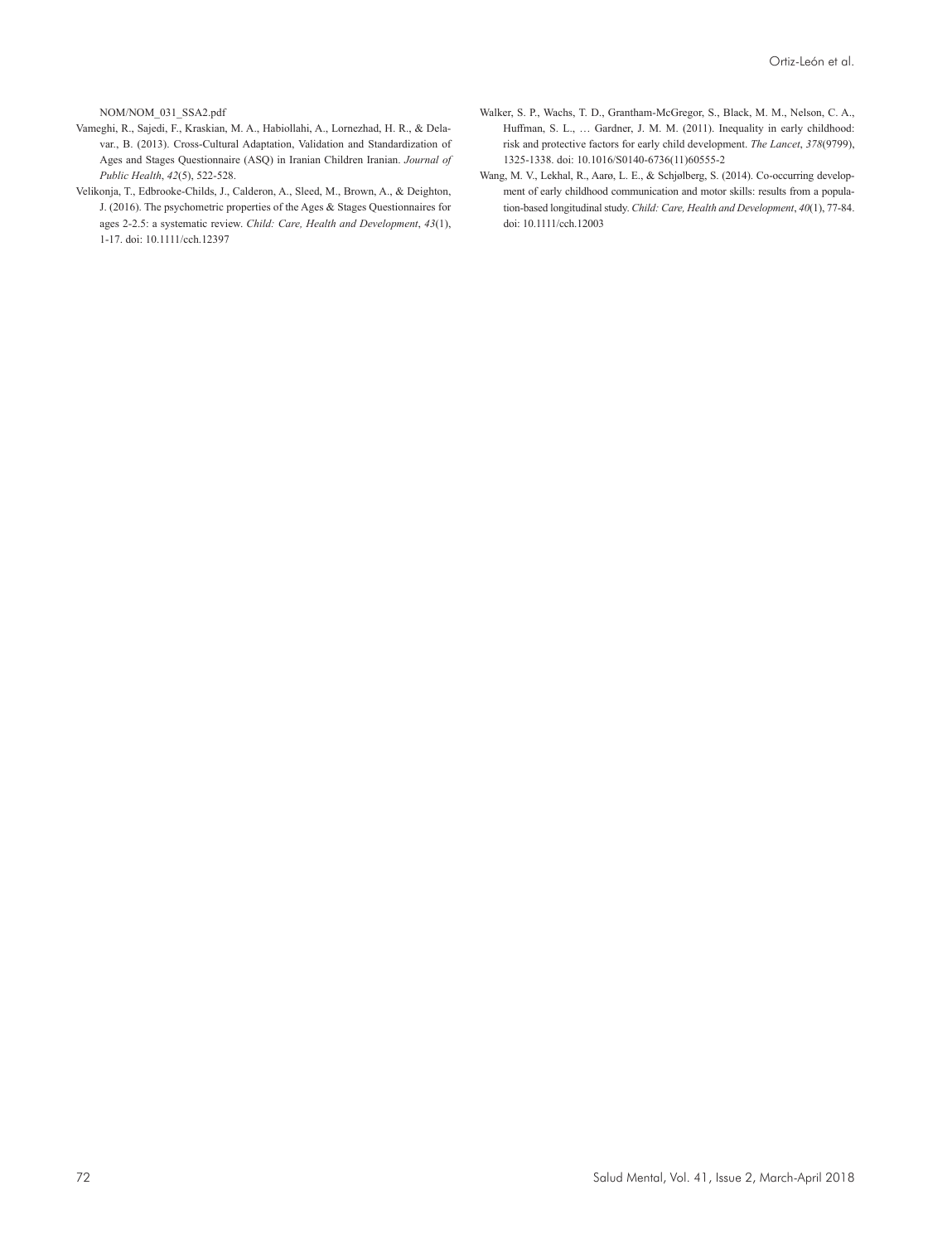NOM/NOM_031_SSA2.pdf

Vameghi, R., Sajedi, F., Kraskian, M. A., Habiollahi, A., Lornezhad, H. R., & Delavar., B. (2013). Cross-Cultural Adaptation, Validation and Standardization of Ages and Stages Questionnaire (ASQ) in Iranian Children Iranian. *Journal of Public Health*, *42*(5), 522-528.

Velikonja, T., Edbrooke-Childs, J., Calderon, A., Sleed, M., Brown, A., & Deighton, J. (2016). The psychometric properties of the Ages & Stages Questionnaires for ages 2-2.5: a systematic review. *Child: Care, Health and Development*, *43*(1), 1-17. doi: 10.1111/cch.12397

Walker, S. P., Wachs, T. D., Grantham-McGregor, S., Black, M. M., Nelson, C. A., Huffman, S. L., … Gardner, J. M. M. (2011). Inequality in early childhood: risk and protective factors for early child development. *The Lancet*, *378*(9799), 1325-1338. doi: 10.1016/S0140-6736(11)60555-2

Wang, M. V., Lekhal, R., Aarø, L. E., & Schjølberg, S. (2014). Co-occurring development of early childhood communication and motor skills: results from a population-based longitudinal study. *Child: Care, Health and Development*, *40*(1), 77-84. doi: 10.1111/cch.12003